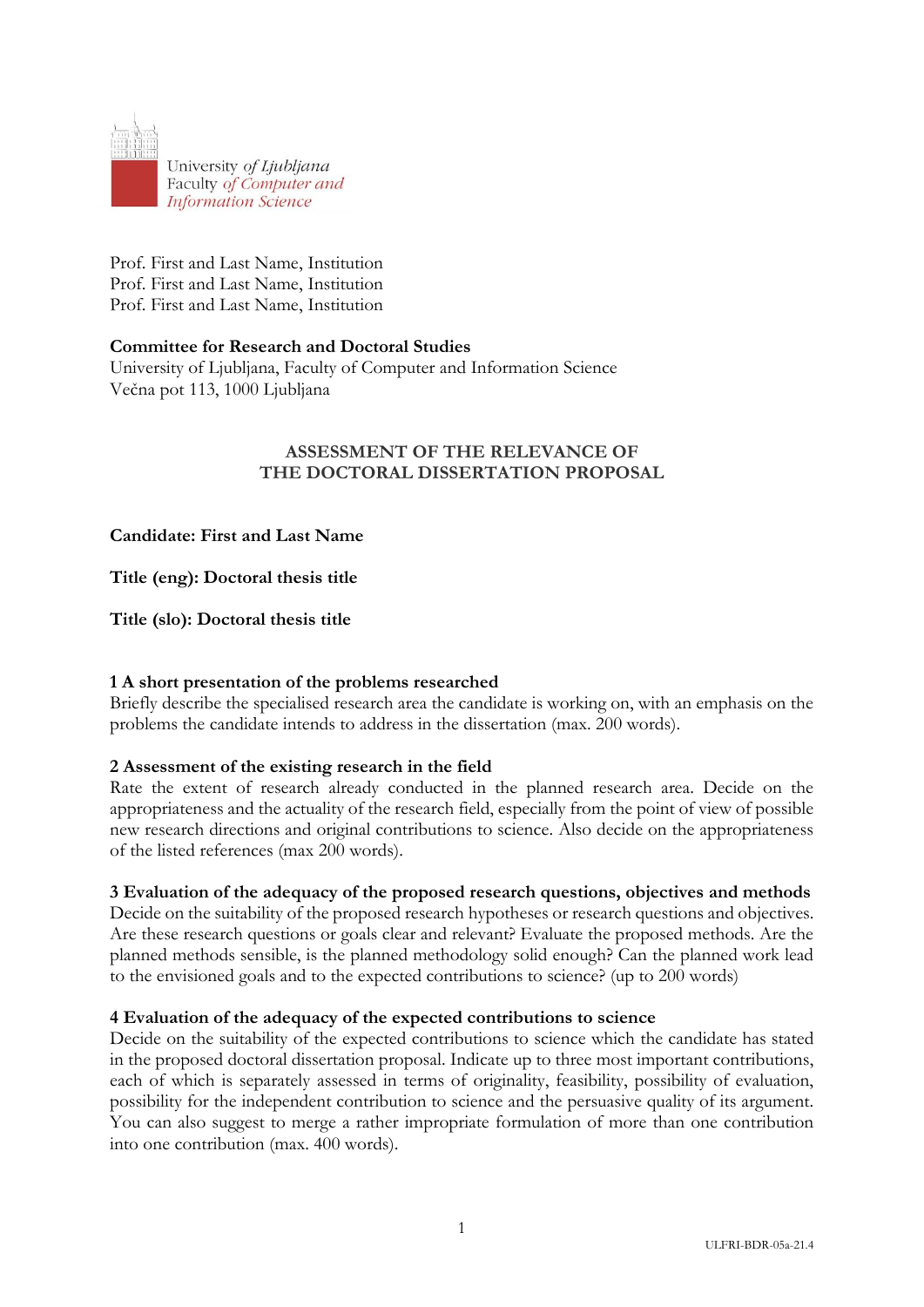University of Ljubljana
Faculty of Computer and Information Science

Prof. First and Last Name, Institution
Prof. First and Last Name, Institution
Prof. First and Last Name, Institution

**Committee for Research and Doctoral Studies**
University of Ljubljana, Faculty of Computer and Information Science
Večna pot 113, 1000 Ljubljana

# ASSESSMENT OF THE RELEVANCE OF THE DOCTORAL DISSERTATION PROPOSAL

**Candidate: First and Last Name**

**Title (eng): Doctoral thesis title**

**Title (slo): Doctoral thesis title**

## 1 A short presentation of the problems researched

Briefly describe the specialised research area the candidate is working on, with an emphasis on the problems the candidate intends to address in the dissertation (max. 200 words).

## 2 Assessment of the existing research in the field

Rate the extent of research already conducted in the planned research area. Decide on the appropriateness and the actuality of the research field, especially from the point of view of possible new research directions and original contributions to science. Also decide on the appropriateness of the listed references (max 200 words).

## 3 Evaluation of the adequacy of the proposed research questions, objectives and methods

Decide on the suitability of the proposed research hypotheses or research questions and objectives. Are these research questions or goals clear and relevant? Evaluate the proposed methods. Are the planned methods sensible, is the planned methodology solid enough? Can the planned work lead to the envisioned goals and to the expected contributions to science? (up to 200 words)

## 4 Evaluation of the adequacy of the expected contributions to science

Decide on the suitability of the expected contributions to science which the candidate has stated in the proposed doctoral dissertation proposal. Indicate up to three most important contributions, each of which is separately assessed in terms of originality, feasibility, possibility of evaluation, possibility for the independent contribution to science and the persuasive quality of its argument. You can also suggest to merge a rather impropriate formulation of more than one contribution into one contribution (max. 400 words).

ULFRI-BDR-05a-21.4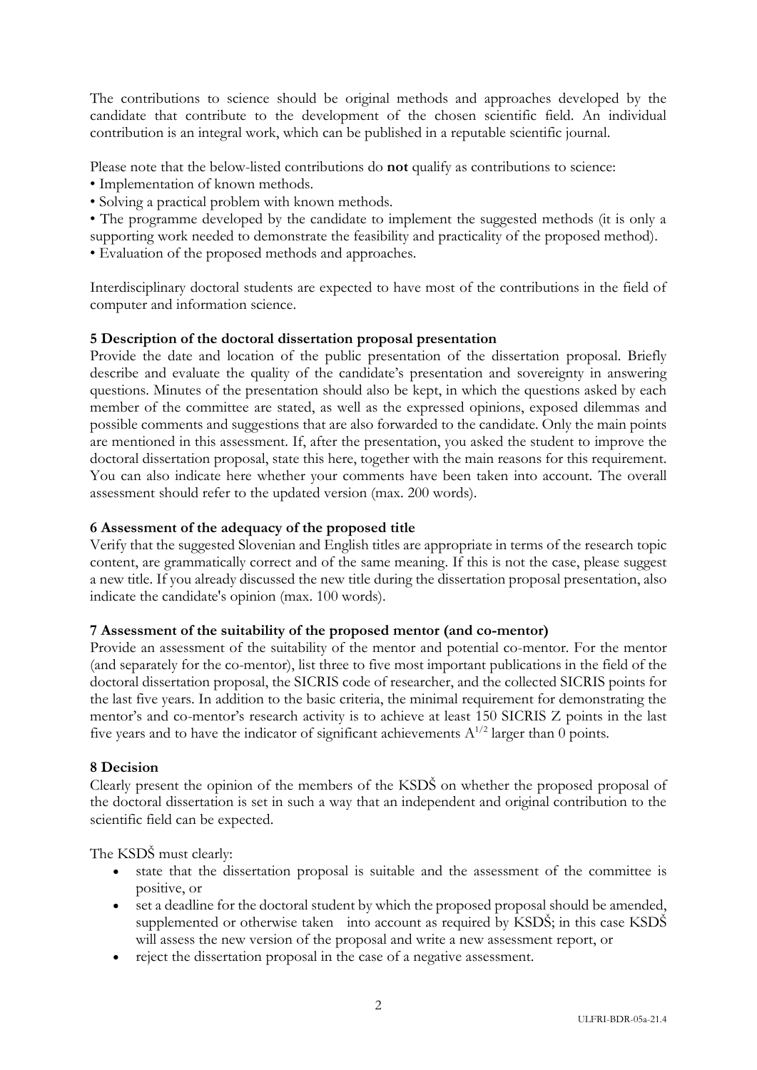The contributions to science should be original methods and approaches developed by the candidate that contribute to the development of the chosen scientific field. An individual contribution is an integral work, which can be published in a reputable scientific journal.

Please note that the below-listed contributions do **not** qualify as contributions to science:

- Implementation of known methods.
- Solving a practical problem with known methods.
- The programme developed by the candidate to implement the suggested methods (it is only a supporting work needed to demonstrate the feasibility and practicality of the proposed method).
- Evaluation of the proposed methods and approaches.

Interdisciplinary doctoral students are expected to have most of the contributions in the field of computer and information science.

### 5 Description of the doctoral dissertation proposal presentation

Provide the date and location of the public presentation of the dissertation proposal. Briefly describe and evaluate the quality of the candidate's presentation and sovereignty in answering questions. Minutes of the presentation should also be kept, in which the questions asked by each member of the committee are stated, as well as the expressed opinions, exposed dilemmas and possible comments and suggestions that are also forwarded to the candidate. Only the main points are mentioned in this assessment. If, after the presentation, you asked the student to improve the doctoral dissertation proposal, state this here, together with the main reasons for this requirement. You can also indicate here whether your comments have been taken into account. The overall assessment should refer to the updated version (max. 200 words).

### 6 Assessment of the adequacy of the proposed title

Verify that the suggested Slovenian and English titles are appropriate in terms of the research topic content, are grammatically correct and of the same meaning. If this is not the case, please suggest a new title. If you already discussed the new title during the dissertation proposal presentation, also indicate the candidate's opinion (max. 100 words).

### 7 Assessment of the suitability of the proposed mentor (and co-mentor)

Provide an assessment of the suitability of the mentor and potential co-mentor. For the mentor (and separately for the co-mentor), list three to five most important publications in the field of the doctoral dissertation proposal, the SICRIS code of researcher, and the collected SICRIS points for the last five years. In addition to the basic criteria, the minimal requirement for demonstrating the mentor's and co-mentor's research activity is to achieve at least 150 SICRIS Z points in the last five years and to have the indicator of significant achievements $A^{1/2}$ larger than 0 points.

### 8 Decision

Clearly present the opinion of the members of the KSDŠ on whether the proposed proposal of the doctoral dissertation is set in such a way that an independent and original contribution to the scientific field can be expected.

The KSDŠ must clearly:

- state that the dissertation proposal is suitable and the assessment of the committee is positive, or
- set a deadline for the doctoral student by which the proposed proposal should be amended, supplemented or otherwise taken into account as required by KSDŠ; in this case KSDŠ will assess the new version of the proposal and write a new assessment report, or
- reject the dissertation proposal in the case of a negative assessment.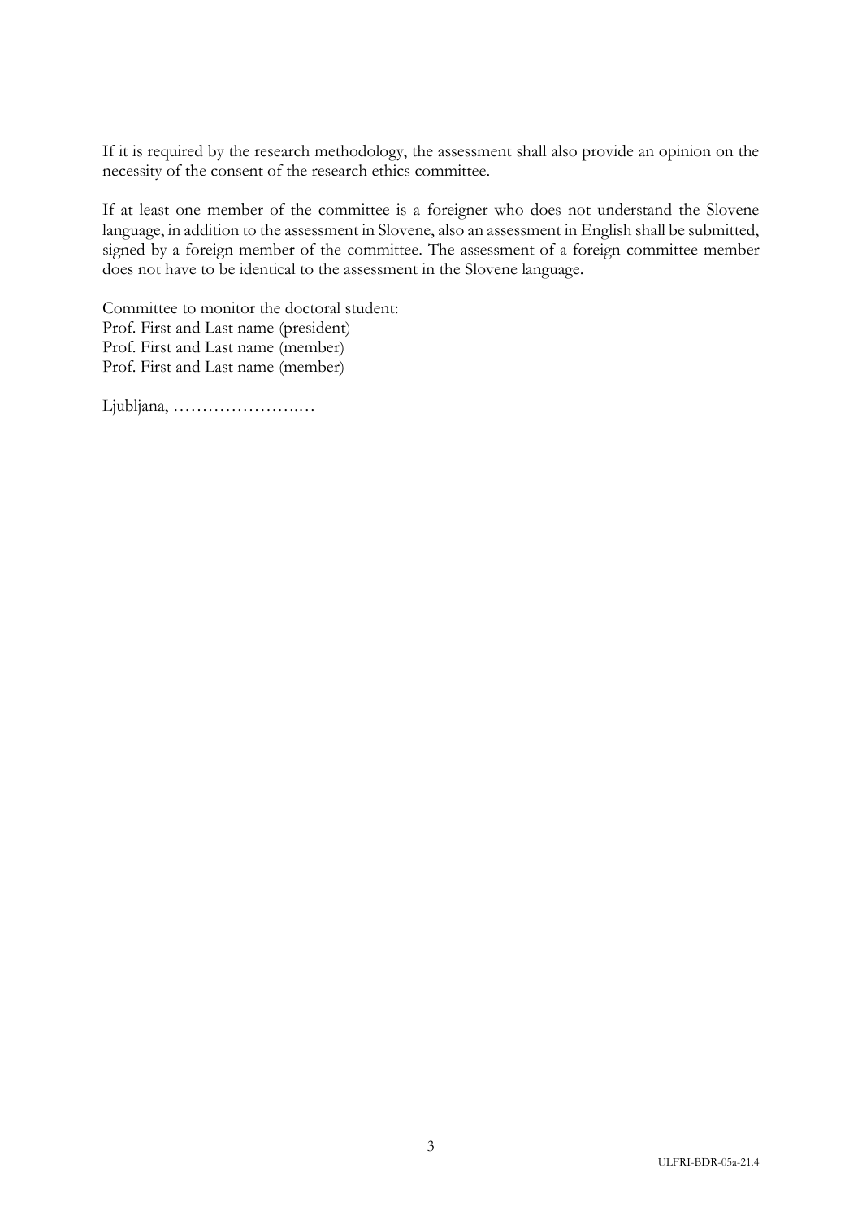If it is required by the research methodology, the assessment shall also provide an opinion on the necessity of the consent of the research ethics committee.

If at least one member of the committee is a foreigner who does not understand the Slovene language, in addition to the assessment in Slovene, also an assessment in English shall be submitted, signed by a foreign member of the committee. The assessment of a foreign committee member does not have to be identical to the assessment in the Slovene language.

Committee to monitor the doctoral student:
Prof. First and Last name (president)
Prof. First and Last name (member)
Prof. First and Last name (member)

Ljubljana, …………………..…